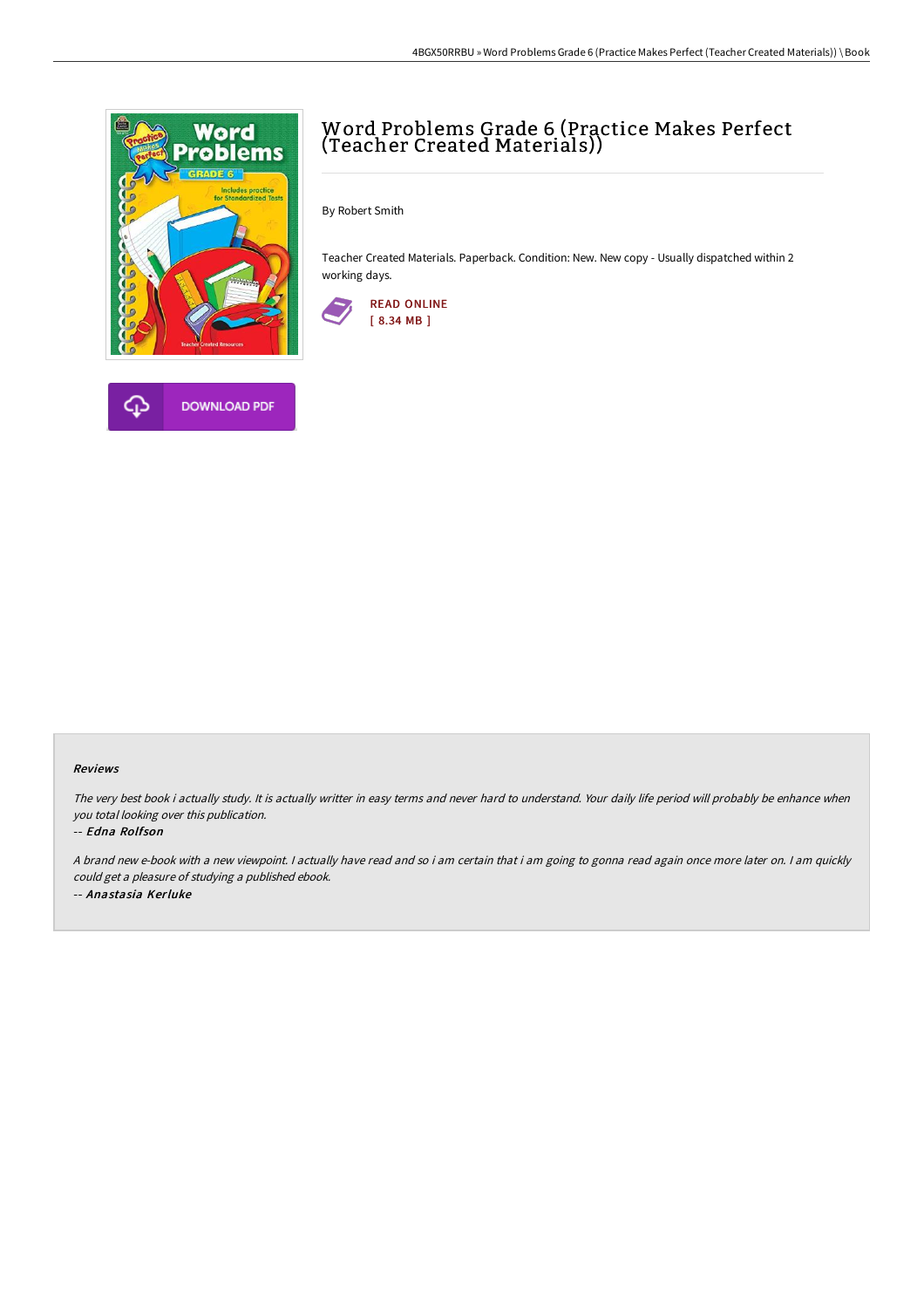# Word Problems Grade 6 (Practice Makes Perfect (Teacher Created Materials))

By Robert Smith

Teacher Created Materials. Paperback. Condition: New. New copy - Usually dispatched within 2 working days.

READ ONLINE
[ 8.34 MB ]

DOWNLOAD PDF

### Reviews

*The very best book i actually study. It is actually writter in easy terms and never hard to understand. Your daily life period will probably be enhance when you total looking over this publication.*

*-- Edna Rolfson*

*A brand new e-book with a new viewpoint. I actually have read and so i am certain that i am going to gonna read again once more later on. I am quickly could get a pleasure of studying a published ebook.*

*-- Anastasia Kerluke*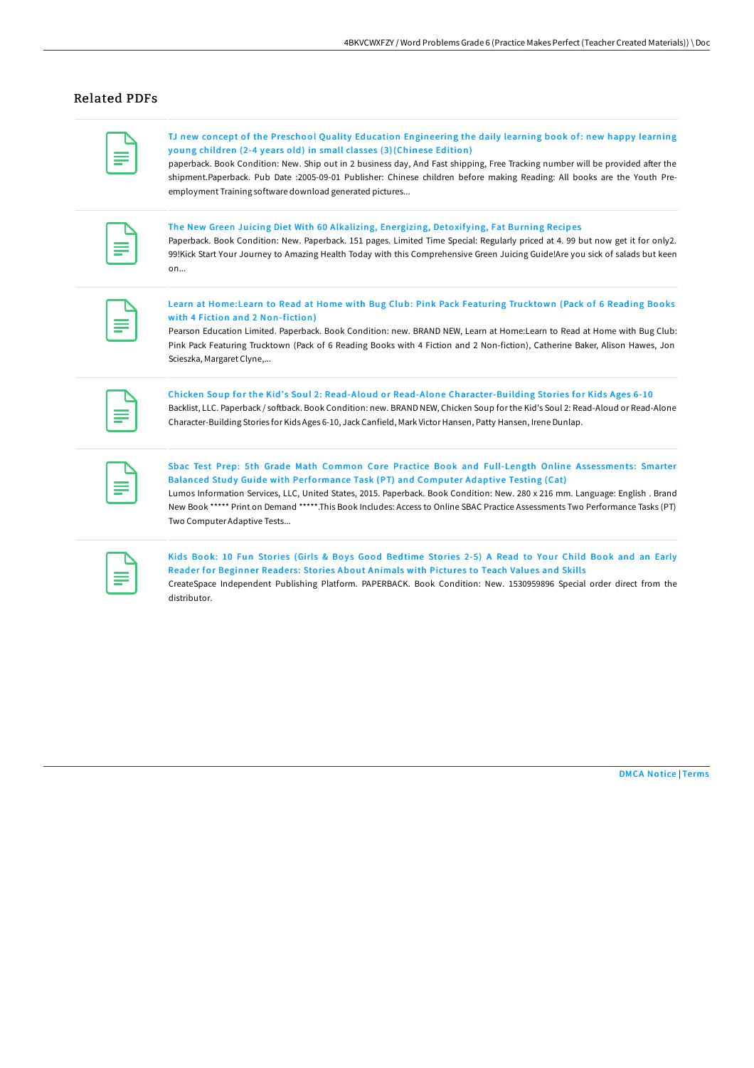## Related PDFs

**TJ new concept of the Preschool Quality Education Engineering the daily learning book of: new happy learning young children (2-4 years old) in small classes (3)(Chinese Edition)**

paperback. Book Condition: New. Ship out in 2 business day, And Fast shipping, Free Tracking number will be provided after the shipment.Paperback. Pub Date :2005-09-01 Publisher: Chinese children before making Reading: All books are the Youth Pre-employment Training software download generated pictures...

**The New Green Juicing Diet With 60 Alkalizing, Energizing, Detoxifying, Fat Burning Recipes**

Paperback. Book Condition: New. Paperback. 151 pages. Limited Time Special: Regularly priced at 4. 99 but now get it for only2. 99!Kick Start Your Journey to Amazing Health Today with this Comprehensive Green Juicing Guide!Are you sick of salads but keen on...

**Learn at Home:Learn to Read at Home with Bug Club: Pink Pack Featuring Trucktown (Pack of 6 Reading Books with 4 Fiction and 2 Non-fiction)**

Pearson Education Limited. Paperback. Book Condition: new. BRAND NEW, Learn at Home:Learn to Read at Home with Bug Club: Pink Pack Featuring Trucktown (Pack of 6 Reading Books with 4 Fiction and 2 Non-fiction), Catherine Baker, Alison Hawes, Jon Scieszka, Margaret Clyne,...

**Chicken Soup for the Kid's Soul 2: Read-Aloud or Read-Alone Character-Building Stories for Kids Ages 6-10**

Backlist, LLC. Paperback / softback. Book Condition: new. BRAND NEW, Chicken Soup for the Kid's Soul 2: Read-Aloud or Read-Alone Character-Building Stories for Kids Ages 6-10, Jack Canfield, Mark Victor Hansen, Patty Hansen, Irene Dunlap.

**Sbac Test Prep: 5th Grade Math Common Core Practice Book and Full-Length Online Assessments: Smarter Balanced Study Guide with Performance Task (PT) and Computer Adaptive Testing (Cat)**

Lumos Information Services, LLC, United States, 2015. Paperback. Book Condition: New. 280 x 216 mm. Language: English . Brand New Book ***** Print on Demand *****.This Book Includes: Access to Online SBAC Practice Assessments Two Performance Tasks (PT) Two Computer Adaptive Tests...

**Kids Book: 10 Fun Stories (Girls & Boys Good Bedtime Stories 2-5) A Read to Your Child Book and an Early Reader for Beginner Readers: Stories About Animals with Pictures to Teach Values and Skills**

CreateSpace Independent Publishing Platform. PAPERBACK. Book Condition: New. 1530959896 Special order direct from the distributor.

DMCA Notice | Terms